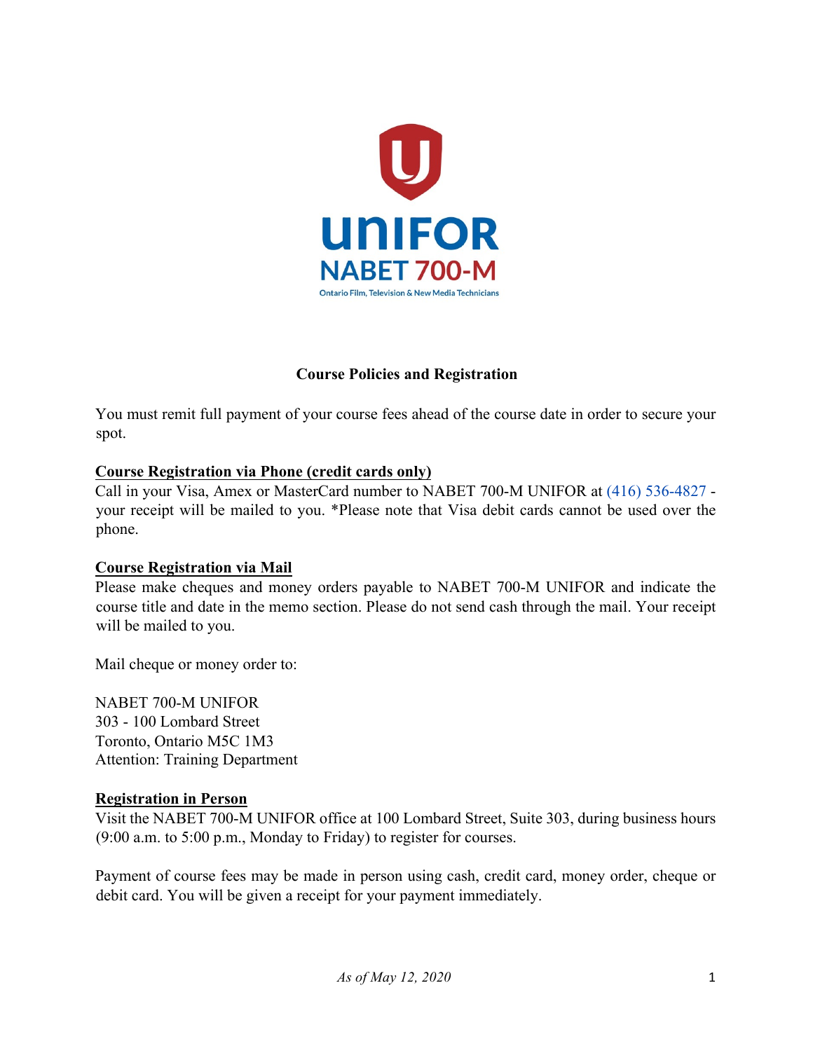# Course Policies and Registration

You must remit full payment of your course fees ahead of the course date in order to secure your spot.

## Course Registration via Phone (credit cards only)

Call in your Visa, Amex or MasterCard number to NABET 700-M UNIFOR at (416) 536-4827 - your receipt will be mailed to you. *Please note that Visa debit cards cannot be used over the phone.

## Course Registration via Mail

Please make cheques and money orders payable to NABET 700-M UNIFOR and indicate the course title and date in the memo section. Please do not send cash through the mail. Your receipt will be mailed to you.

Mail cheque or money order to:

NABET 700-M UNIFOR
303 - 100 Lombard Street
Toronto, Ontario M5C 1M3
Attention: Training Department

## Registration in Person

Visit the NABET 700-M UNIFOR office at 100 Lombard Street, Suite 303, during business hours (9:00 a.m. to 5:00 p.m., Monday to Friday) to register for courses.

Payment of course fees may be made in person using cash, credit card, money order, cheque or debit card. You will be given a receipt for your payment immediately.

*As of May 12, 2020*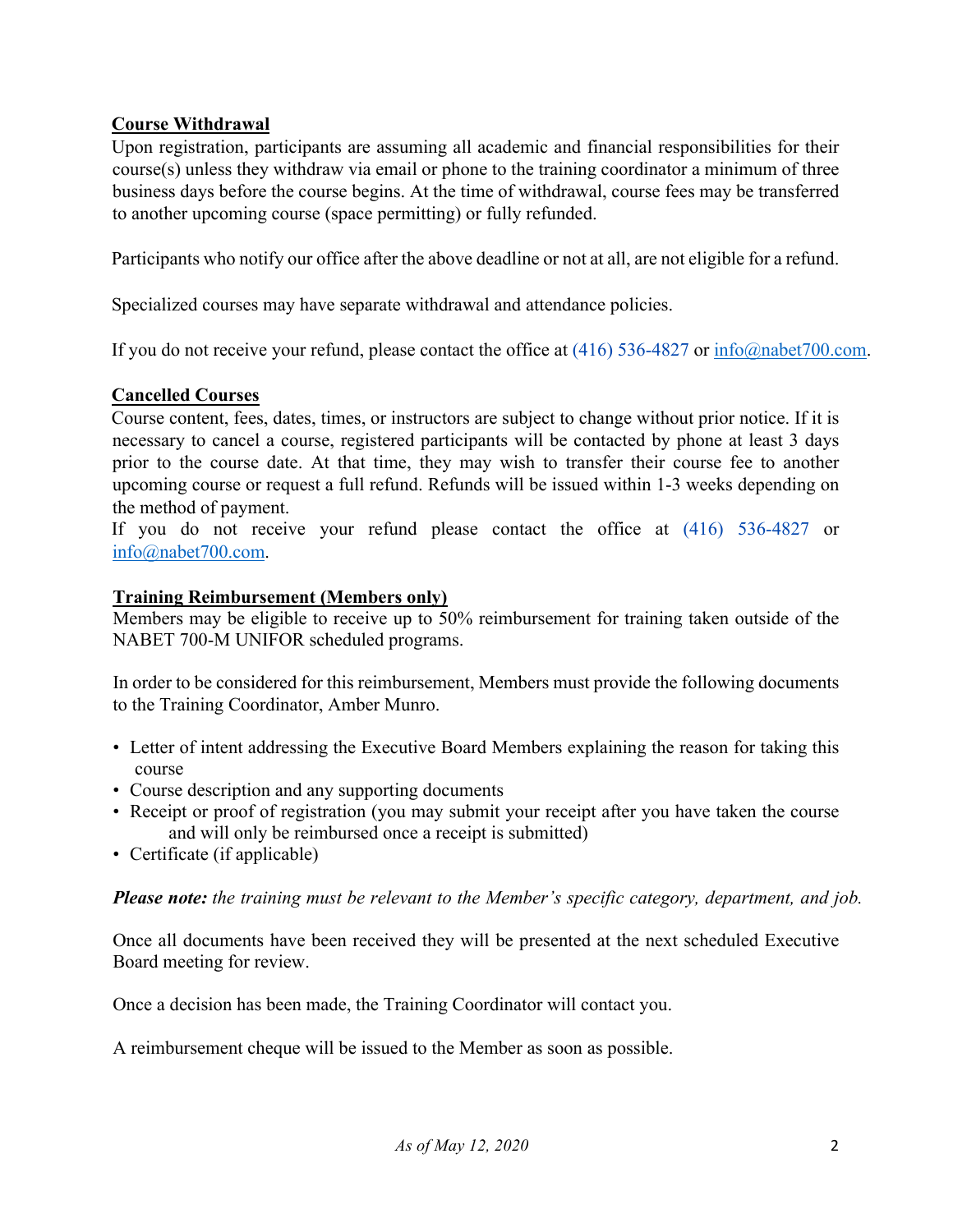## Course Withdrawal

Upon registration, participants are assuming all academic and financial responsibilities for their course(s) unless they withdraw via email or phone to the training coordinator a minimum of three business days before the course begins. At the time of withdrawal, course fees may be transferred to another upcoming course (space permitting) or fully refunded.

Participants who notify our office after the above deadline or not at all, are not eligible for a refund.

Specialized courses may have separate withdrawal and attendance policies.

If you do not receive your refund, please contact the office at (416) 536-4827 or info@nabet700.com.

## Cancelled Courses

Course content, fees, dates, times, or instructors are subject to change without prior notice. If it is necessary to cancel a course, registered participants will be contacted by phone at least 3 days prior to the course date. At that time, they may wish to transfer their course fee to another upcoming course or request a full refund. Refunds will be issued within 1-3 weeks depending on the method of payment.
If you do not receive your refund please contact the office at (416) 536-4827 or info@nabet700.com.

## Training Reimbursement (Members only)

Members may be eligible to receive up to 50% reimbursement for training taken outside of the NABET 700-M UNIFOR scheduled programs.

In order to be considered for this reimbursement, Members must provide the following documents to the Training Coordinator, Amber Munro.

- Letter of intent addressing the Executive Board Members explaining the reason for taking this course
- Course description and any supporting documents
- Receipt or proof of registration (you may submit your receipt after you have taken the course and will only be reimbursed once a receipt is submitted)
- Certificate (if applicable)

***Please note:*** *the training must be relevant to the Member's specific category, department, and job.*

Once all documents have been received they will be presented at the next scheduled Executive Board meeting for review.

Once a decision has been made, the Training Coordinator will contact you.

A reimbursement cheque will be issued to the Member as soon as possible.

*As of May 12, 2020*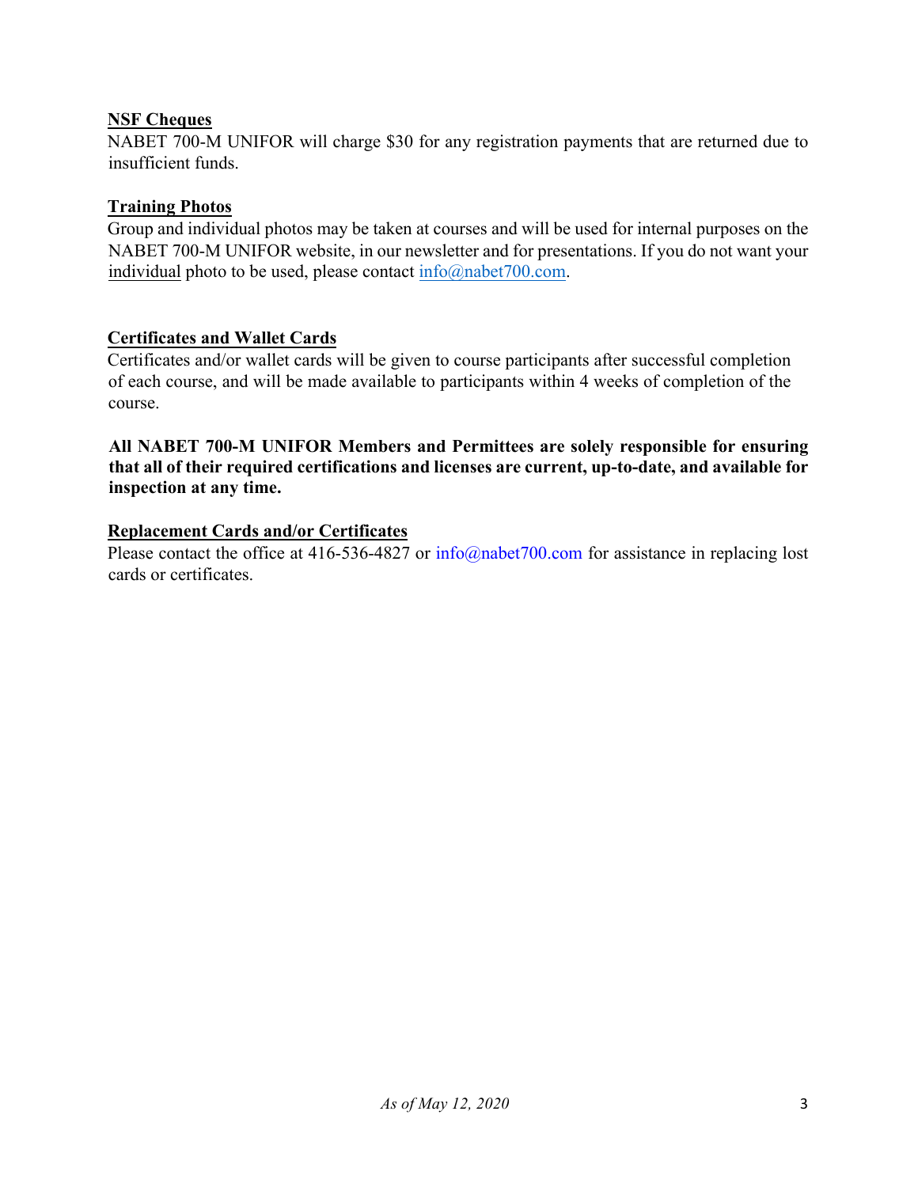**NSF Cheques**

NABET 700-M UNIFOR will charge $30 for any registration payments that are returned due to insufficient funds.

**Training Photos**

Group and individual photos may be taken at courses and will be used for internal purposes on the NABET 700-M UNIFOR website, in our newsletter and for presentations. If you do not want your individual photo to be used, please contact info@nabet700.com.

**Certificates and Wallet Cards**

Certificates and/or wallet cards will be given to course participants after successful completion of each course, and will be made available to participants within 4 weeks of completion of the course.

**All NABET 700-M UNIFOR Members and Permittees are solely responsible for ensuring that all of their required certifications and licenses are current, up-to-date, and available for inspection at any time.**

**Replacement Cards and/or Certificates**

Please contact the office at 416-536-4827 or info@nabet700.com for assistance in replacing lost cards or certificates.

*As of May 12, 2020*